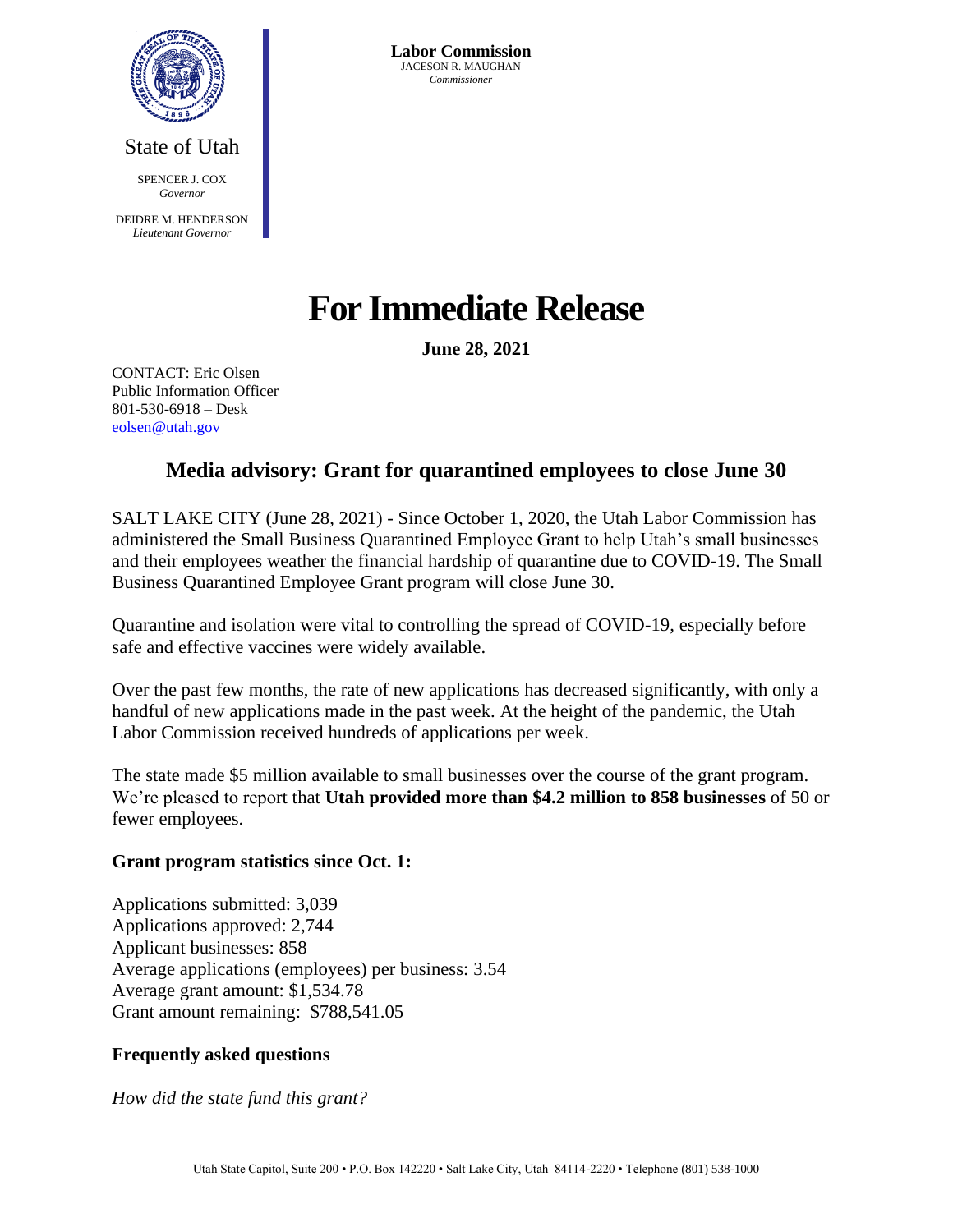State of Utah

SPENCER J. COX
*Governor*

DEIDRE M. HENDERSON
*Lieutenant Governor*

**Labor Commission**
JACESON R. MAUGHAN
*Commissioner*

# For Immediate Release

**June 28, 2021**

CONTACT: Eric Olsen
Public Information Officer
801-530-6918 – Desk
eolsen@utah.gov

## Media advisory: Grant for quarantined employees to close June 30

SALT LAKE CITY (June 28, 2021) - Since October 1, 2020, the Utah Labor Commission has administered the Small Business Quarantined Employee Grant to help Utah's small businesses and their employees weather the financial hardship of quarantine due to COVID-19. The Small Business Quarantined Employee Grant program will close June 30.

Quarantine and isolation were vital to controlling the spread of COVID-19, especially before safe and effective vaccines were widely available.

Over the past few months, the rate of new applications has decreased significantly, with only a handful of new applications made in the past week. At the height of the pandemic, the Utah Labor Commission received hundreds of applications per week.

The state made $5 million available to small businesses over the course of the grant program. We're pleased to report that **Utah provided more than $4.2 million to 858 businesses** of 50 or fewer employees.

**Grant program statistics since Oct. 1:**

Applications submitted: 3,039
Applications approved: 2,744
Applicant businesses: 858
Average applications (employees) per business: 3.54
Average grant amount: $1,534.78
Grant amount remaining: $788,541.05

**Frequently asked questions**

*How did the state fund this grant?*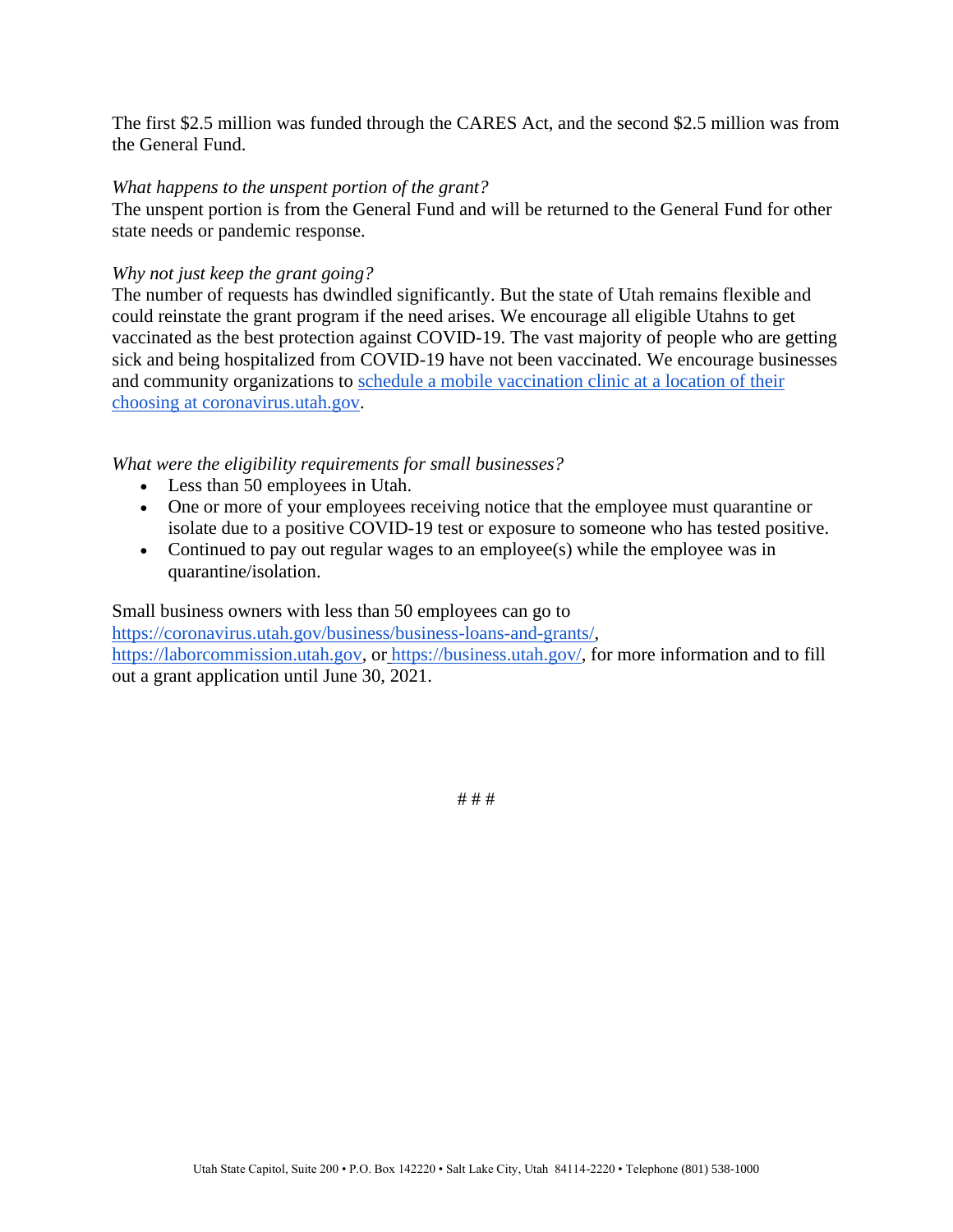The first $2.5 million was funded through the CARES Act, and the second $2.5 million was from the General Fund.

*What happens to the unspent portion of the grant?*
The unspent portion is from the General Fund and will be returned to the General Fund for other state needs or pandemic response.

*Why not just keep the grant going?*
The number of requests has dwindled significantly. But the state of Utah remains flexible and could reinstate the grant program if the need arises. We encourage all eligible Utahns to get vaccinated as the best protection against COVID-19. The vast majority of people who are getting sick and being hospitalized from COVID-19 have not been vaccinated. We encourage businesses and community organizations to schedule a mobile vaccination clinic at a location of their choosing at coronavirus.utah.gov.

*What were the eligibility requirements for small businesses?*

- Less than 50 employees in Utah.
- One or more of your employees receiving notice that the employee must quarantine or isolate due to a positive COVID-19 test or exposure to someone who has tested positive.
- Continued to pay out regular wages to an employee(s) while the employee was in quarantine/isolation.

Small business owners with less than 50 employees can go to https://coronavirus.utah.gov/business/business-loans-and-grants/, https://laborcommission.utah.gov, or https://business.utah.gov/, for more information and to fill out a grant application until June 30, 2021.

# # #

Utah State Capitol, Suite 200 • P.O. Box 142220 • Salt Lake City, Utah 84114-2220 • Telephone (801) 538-1000